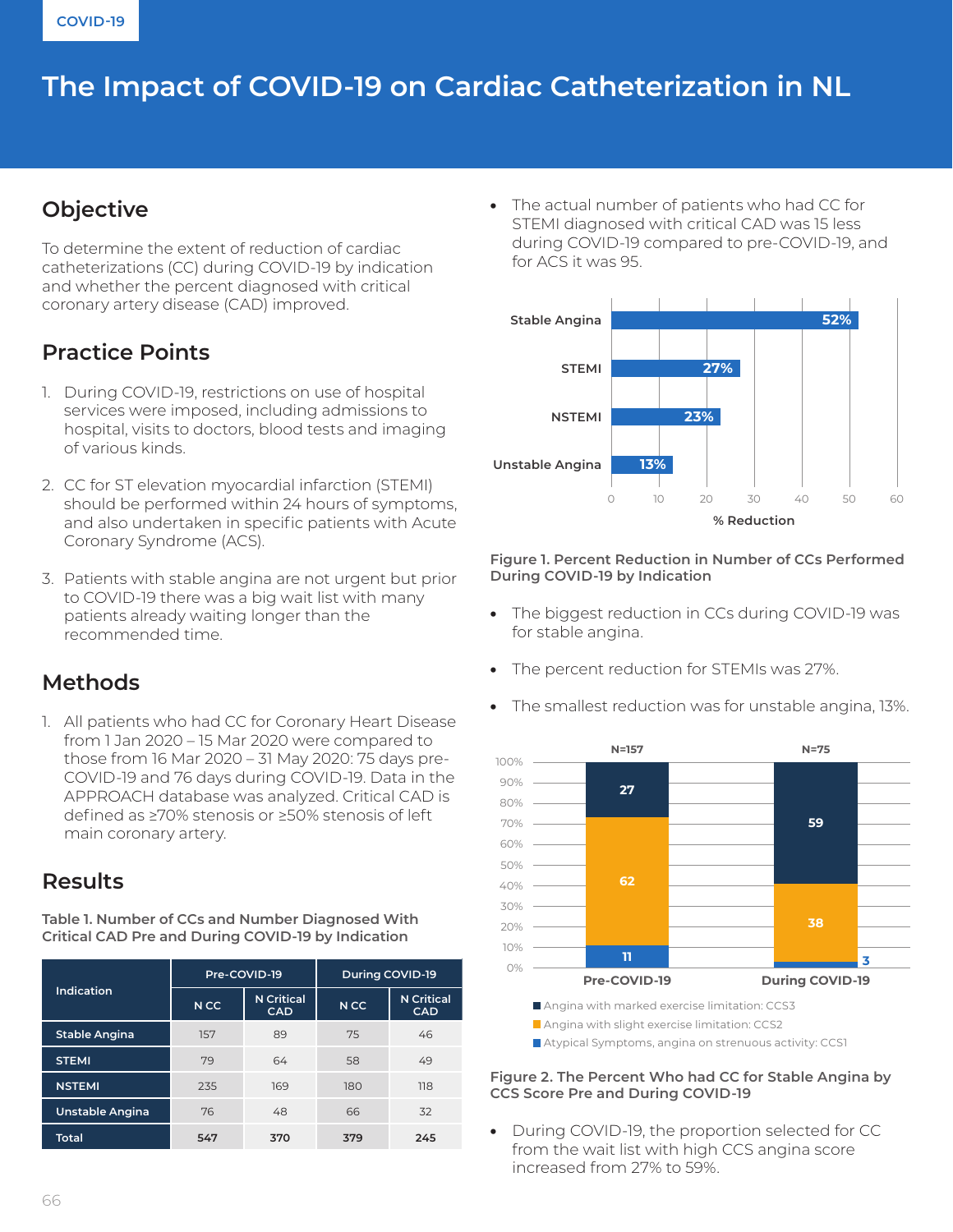COVID-19

# The Impact of COVID-19 on Cardiac Catheterization in NL

## Objective

To determine the extent of reduction of cardiac catheterizations (CC) during COVID-19 by indication and whether the percent diagnosed with critical coronary artery disease (CAD) improved.

## Practice Points

1. During COVID-19, restrictions on use of hospital services were imposed, including admissions to hospital, visits to doctors, blood tests and imaging of various kinds.

2. CC for ST elevation myocardial infarction (STEMI) should be performed within 24 hours of symptoms, and also undertaken in specific patients with Acute Coronary Syndrome (ACS).

3. Patients with stable angina are not urgent but prior to COVID-19 there was a big wait list with many patients already waiting longer than the recommended time.

## Methods

1. All patients who had CC for Coronary Heart Disease from 1 Jan 2020 – 15 Mar 2020 were compared to those from 16 Mar 2020 – 31 May 2020: 75 days pre-COVID-19 and 76 days during COVID-19. Data in the APPROACH database was analyzed. Critical CAD is defined as ≥70% stenosis or ≥50% stenosis of left main coronary artery.

## Results

**Table 1. Number of CCs and Number Diagnosed With Critical CAD Pre and During COVID-19 by Indication**

| Indication | Pre-COVID-19 | | During COVID-19 | |
|---|---|---|---|---|
| | N CC | N Critical CAD | N CC | N Critical CAD |
| Stable Angina | 157 | 89 | 75 | 46 |
| STEMI | 79 | 64 | 58 | 49 |
| NSTEMI | 235 | 169 | 180 | 118 |
| Unstable Angina | 76 | 48 | 66 | 32 |
| **Total** | **547** | **370** | **379** | **245** |

- The actual number of patients who had CC for STEMI diagnosed with critical CAD was 15 less during COVID-19 compared to pre-COVID-19, and for ACS it was 95.

| Indication | % Reduction |
|---|---|
| Stable Angina | 52% |
| STEMI | 27% |
| NSTEMI | 23% |
| Unstable Angina | 13% |

**Figure 1. Percent Reduction in Number of CCs Performed During COVID-19 by Indication**

- The biggest reduction in CCs during COVID-19 was for stable angina.
- The percent reduction for STEMIs was 27%.
- The smallest reduction was for unstable angina, 13%.

| | Pre-COVID-19 (N=157) | During COVID-19 (N=75) |
|---|---|---|
| Angina with marked exercise limitation: CCS3 | 27 | 59 |
| Angina with slight exercise limitation: CCS2 | 62 | 38 |
| Atypical Symptoms, angina on strenuous activity: CCS1 | 11 | 3 |

**Figure 2. The Percent Who had CC for Stable Angina by CCS Score Pre and During COVID-19**

- During COVID-19, the proportion selected for CC from the wait list with high CCS angina score increased from 27% to 59%.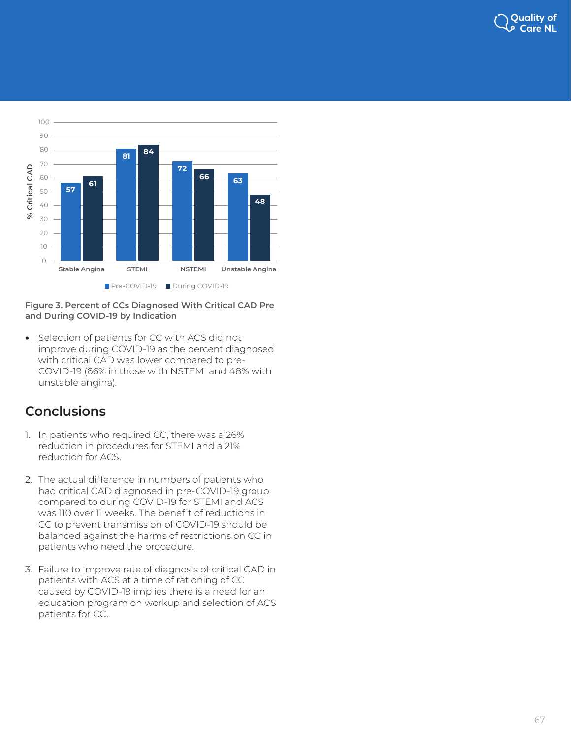100
90
80
70
60
50
40
30
20
10
0

% Critical CAD

57 61 81 84 72 66 63 48

Stable Angina
STEMI
NSTEMI
Unstable Angina

Pre-COVID-19
During COVID-19

**Figure 3. Percent of CCs Diagnosed With Critical CAD Pre and During COVID-19 by Indication**

- Selection of patients for CC with ACS did not improve during COVID-19 as the percent diagnosed with critical CAD was lower compared to pre-COVID-19 (66% in those with NSTEMI and 48% with unstable angina).

## Conclusions

1. In patients who required CC, there was a 26% reduction in procedures for STEMI and a 21% reduction for ACS.
2. The actual difference in numbers of patients who had critical CAD diagnosed in pre-COVID-19 group compared to during COVID-19 for STEMI and ACS was 110 over 11 weeks. The benefit of reductions in CC to prevent transmission of COVID-19 should be balanced against the harms of restrictions on CC in patients who need the procedure.
3. Failure to improve rate of diagnosis of critical CAD in patients with ACS at a time of rationing of CC caused by COVID-19 implies there is a need for an education program on workup and selection of ACS patients for CC.